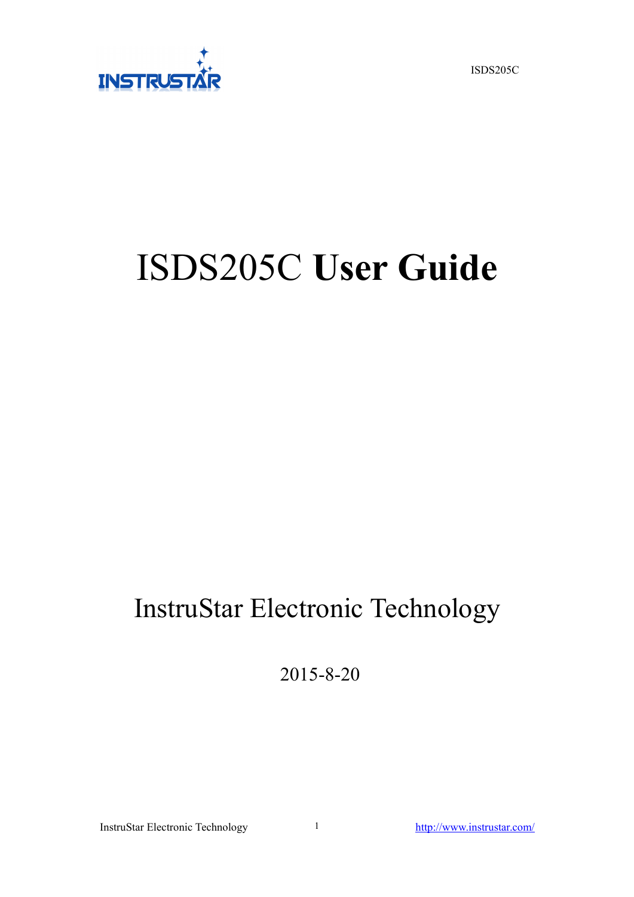# ISDS205C **User Guide**

InstruStar Electronic Technology

2015-8-20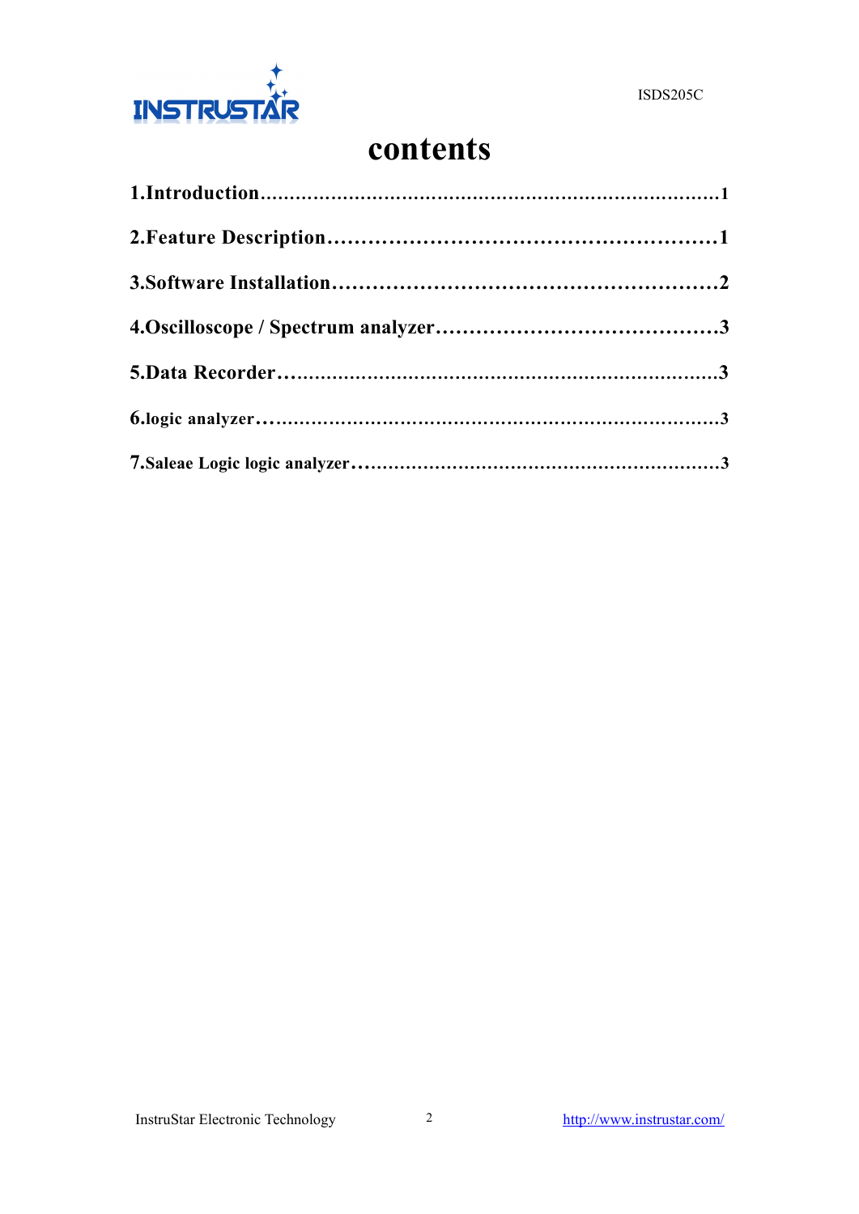# contents

**1.Introduction..........................................................................1**

**2.Feature Description……………………………………………1**

**3.Software Installation……………………………………………2**

**4.Oscilloscope / Spectrum analyzer………………………………3**

**5.Data Recorder……………………………………………………3**

**6.logic analyzer……………………………………………………3**

**7.Saleae Logic logic analyzer………………………………………3**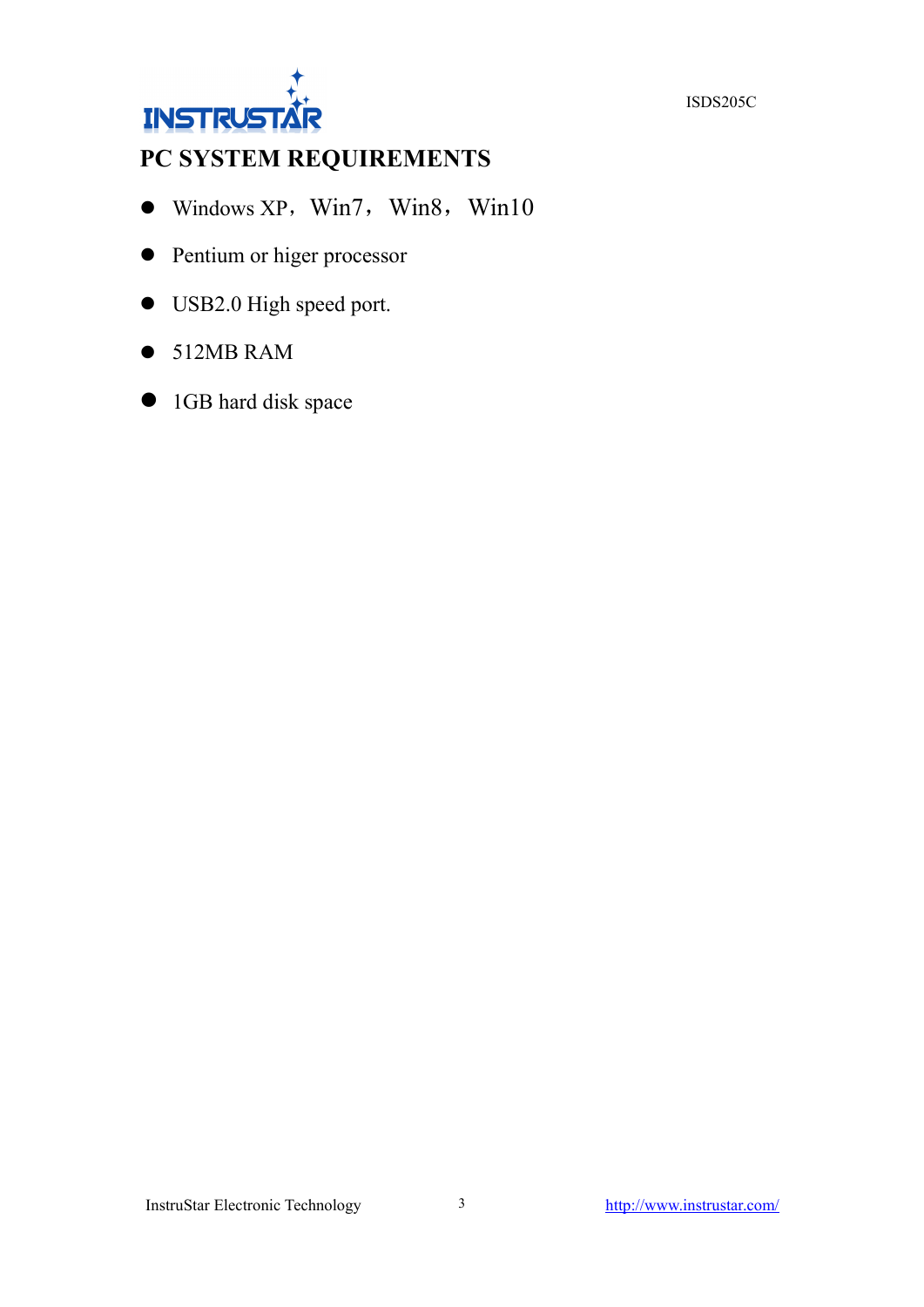# PC SYSTEM REQUIREMENTS

- Windows XP，Win7，Win8，Win10
- Pentium or higer processor
- USB2.0 High speed port.
- 512MB RAM
- 1GB hard disk space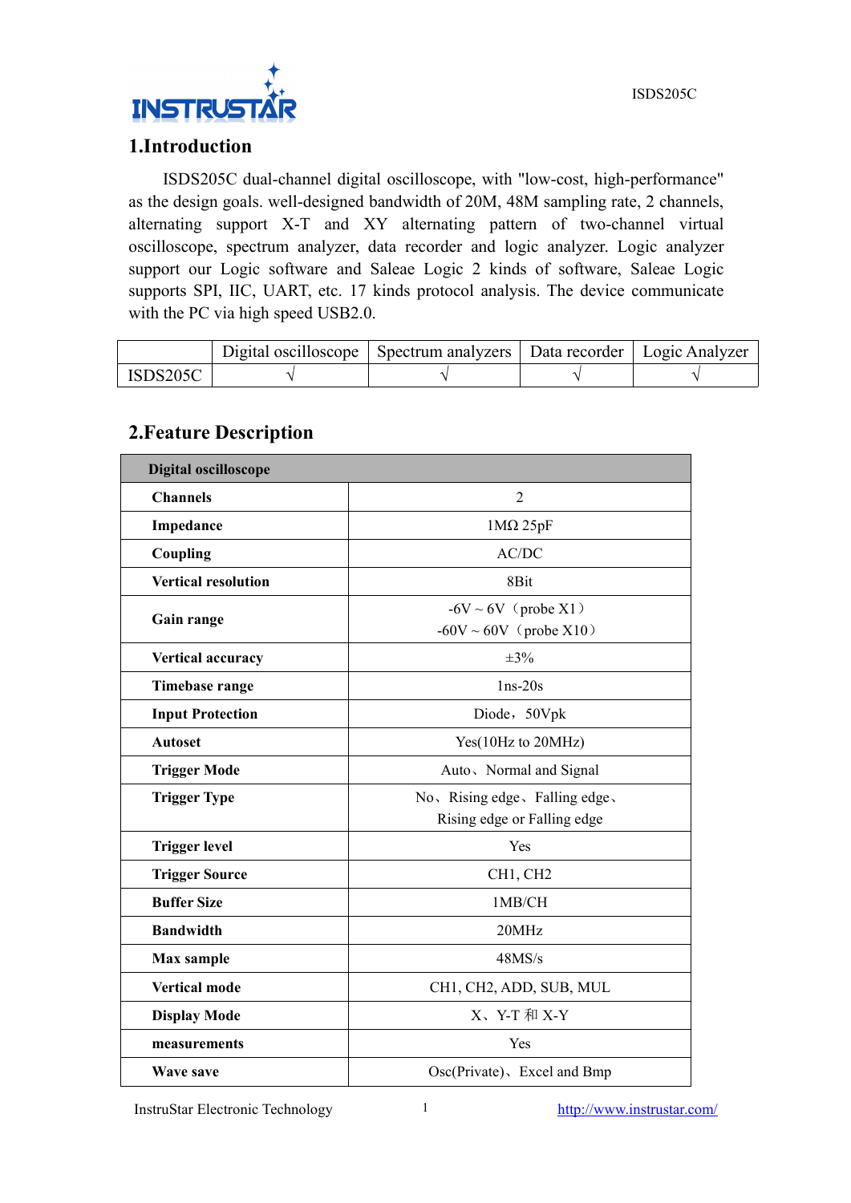## 1.Introduction

ISDS205C dual-channel digital oscilloscope, with "low-cost, high-performance" as the design goals. well-designed bandwidth of 20M, 48M sampling rate, 2 channels, alternating support X-T and XY alternating pattern of two-channel virtual oscilloscope, spectrum analyzer, data recorder and logic analyzer. Logic analyzer support our Logic software and Saleae Logic 2 kinds of software, Saleae Logic supports SPI, IIC, UART, etc. 17 kinds protocol analysis. The device communicate with the PC via high speed USB2.0.

| | Digital oscilloscope | Spectrum analyzers | Data recorder | Logic Analyzer |
|---|---|---|---|---|
| ISDS205C | √ | √ | √ | √ |

## 2.Feature Description

| Digital oscilloscope | |
|---|---|
| **Channels** | 2 |
| **Impedance** | 1MΩ 25pF |
| **Coupling** | AC/DC |
| **Vertical resolution** | 8Bit |
| **Gain range** | -6V ~ 6V（probe X1）<br>-60V ~ 60V（probe X10） |
| **Vertical accuracy** | ±3% |
| **Timebase range** | 1ns-20s |
| **Input Protection** | Diode，50Vpk |
| **Autoset** | Yes(10Hz to 20MHz) |
| **Trigger Mode** | Auto、Normal and Signal |
| **Trigger Type** | No、Rising edge、Falling edge、<br>Rising edge or Falling edge |
| **Trigger level** | Yes |
| **Trigger Source** | CH1, CH2 |
| **Buffer Size** | 1MB/CH |
| **Bandwidth** | 20MHz |
| **Max sample** | 48MS/s |
| **Vertical mode** | CH1, CH2, ADD, SUB, MUL |
| **Display Mode** | X、Y-T 和 X-Y |
| **measurements** | Yes |
| **Wave save** | Osc(Private)、Excel and Bmp |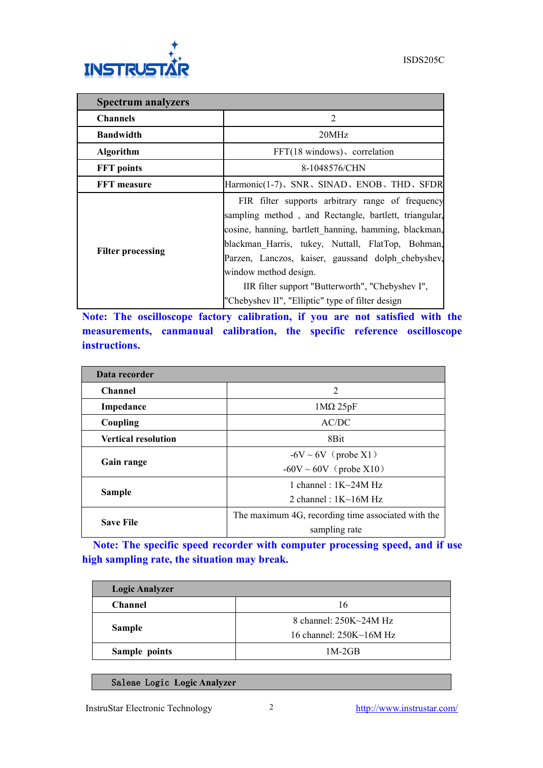| Spectrum analyzers | |
|---|---|
| **Channels** | 2 |
| **Bandwidth** | 20MHz |
| **Algorithm** | FFT(18 windows)、correlation |
| **FFT points** | 8-1048576/CHN |
| **FFT measure** | Harmonic(1-7)、SNR、SINAD、ENOB、THD、SFDR |
| **Filter processing** | FIR filter supports arbitrary range of frequency sampling method , and Rectangle, bartlett, triangular, cosine, hanning, bartlett_hanning, hamming, blackman, blackman_Harris, tukey, Nuttall, FlatTop, Bohman, Parzen, Lanczos, kaiser, gaussand dolph_chebyshev, window method design. IIR filter support "Butterworth", "Chebyshev I", "Chebyshev II", "Elliptic" type of filter design |

**Note: The oscilloscope factory calibration, if you are not satisfied with the measurements, canmanual calibration, the specific reference oscilloscope instructions.**

| Data recorder | |
|---|---|
| **Channel** | 2 |
| **Impedance** | 1MΩ 25pF |
| **Coupling** | AC/DC |
| **Vertical resolution** | 8Bit |
| **Gain range** | -6V ~ 6V（probe X1）<br>-60V ~ 60V（probe X10） |
| **Sample** | 1 channel : 1K~24M Hz<br>2 channel : 1K~16M Hz |
| **Save File** | The maximum 4G, recording time associated with the sampling rate |

**Note: The specific speed recorder with computer processing speed, and if use high sampling rate, the situation may break.**

| Logic Analyzer | |
|---|---|
| **Channel** | 16 |
| **Sample** | 8 channel: 250K~24M Hz<br>16 channel: 250K~16M Hz |
| **Sample points** | 1M-2GB |

| Saleae Logic Logic Analyzer |
|---|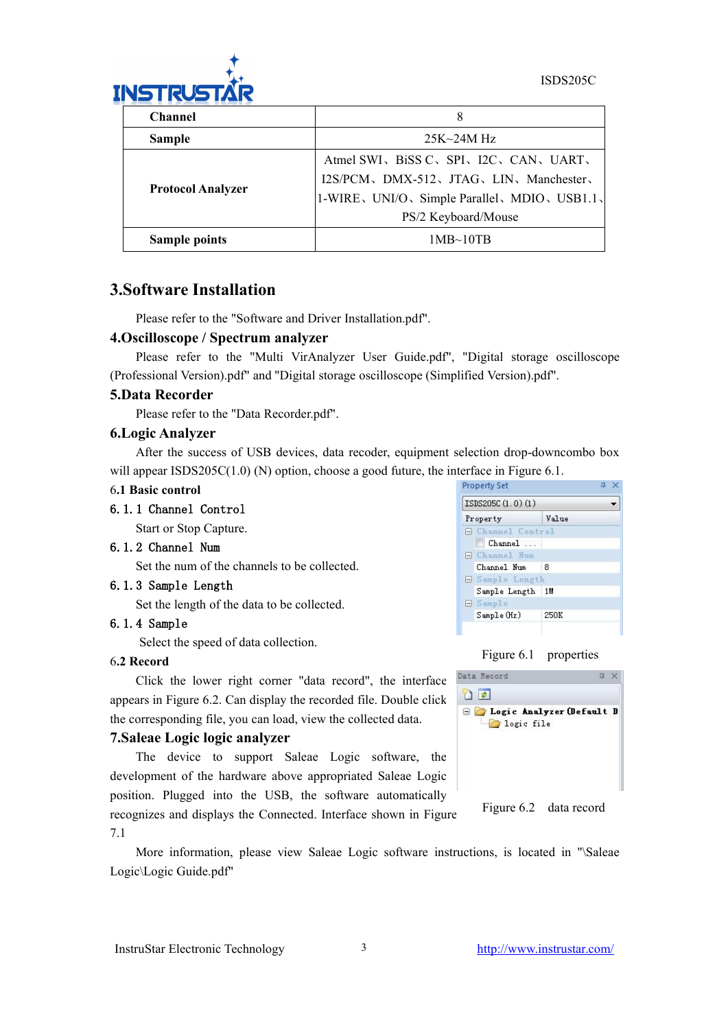| Channel | 8 |
| --- | --- |
| Sample | 25K~24M Hz |
| Protocol Analyzer | Atmel SWI、BiSS C、SPI、I2C、CAN、UART、I2S/PCM、DMX-512、JTAG、LIN、Manchester、1-WIRE、UNI/O、Simple Parallel、MDIO、USB1.1、PS/2 Keyboard/Mouse |
| Sample points | 1MB~10TB |

## 3.Software Installation

Please refer to the "Software and Driver Installation.pdf".

## 4.Oscilloscope / Spectrum analyzer

Please refer to the "Multi VirAnalyzer User Guide.pdf", "Digital storage oscilloscope (Professional Version).pdf" and "Digital storage oscilloscope (Simplified Version).pdf".

## 5.Data Recorder

Please refer to the "Data Recorder.pdf".

## 6.Logic Analyzer

After the success of USB devices, data recoder, equipment selection drop-downcombo box will appear ISDS205C(1.0) (N) option, choose a good future, the interface in Figure 6.1.

### 6.1 Basic control

#### 6.1.1 Channel Control

Start or Stop Capture.

#### 6.1.2 Channel Num

Set the num of the channels to be collected.

#### 6.1.3 Sample Length

Set the length of the data to be collected.

#### 6.1.4 Sample

Select the speed of data collection.

Figure 6.1 properties

### 6.2 Record

Click the lower right corner "data record", the interface appears in Figure 6.2. Can display the recorded file. Double click the corresponding file, you can load, view the collected data.

Figure 6.2 data record

## 7.Saleae Logic logic analyzer

The device to support Saleae Logic software, the development of the hardware above appropriated Saleae Logic position. Plugged into the USB, the software automatically recognizes and displays the Connected. Interface shown in Figure 7.1

More information, please view Saleae Logic software instructions, is located in "\Saleae Logic\Logic Guide.pdf"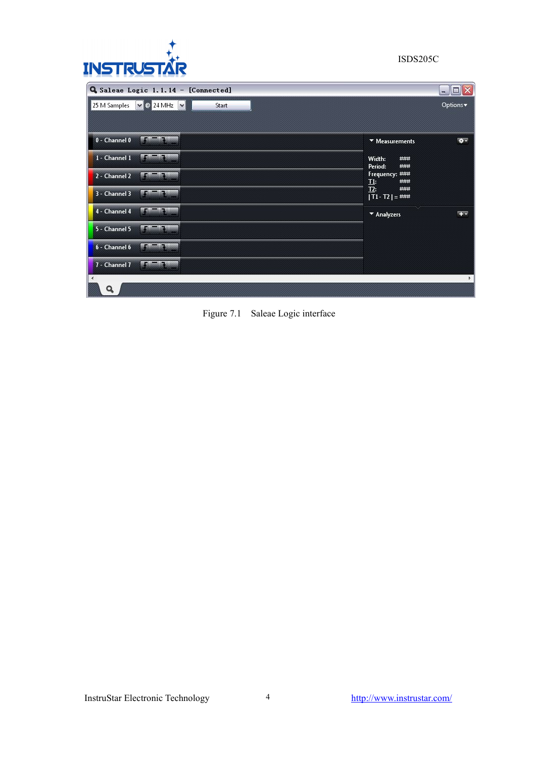Figure 7.1 Saleae Logic interface